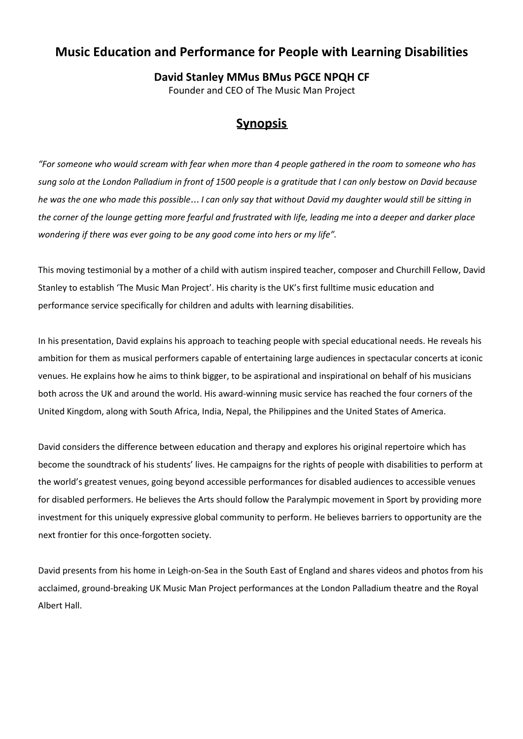# Music Education and Performance for People with Learning Disabilities

**David Stanley MMus BMus PGCE NPQH CF**

Founder and CEO of The Music Man Project

## Synopsis

*"For someone who would scream with fear when more than 4 people gathered in the room to someone who has sung solo at the London Palladium in front of 1500 people is a gratitude that I can only bestow on David because he was the one who made this possible… I can only say that without David my daughter would still be sitting in the corner of the lounge getting more fearful and frustrated with life, leading me into a deeper and darker place wondering if there was ever going to be any good come into hers or my life".*

This moving testimonial by a mother of a child with autism inspired teacher, composer and Churchill Fellow, David Stanley to establish 'The Music Man Project'. His charity is the UK's first fulltime music education and performance service specifically for children and adults with learning disabilities.

In his presentation, David explains his approach to teaching people with special educational needs. He reveals his ambition for them as musical performers capable of entertaining large audiences in spectacular concerts at iconic venues. He explains how he aims to think bigger, to be aspirational and inspirational on behalf of his musicians both across the UK and around the world. His award-winning music service has reached the four corners of the United Kingdom, along with South Africa, India, Nepal, the Philippines and the United States of America.

David considers the difference between education and therapy and explores his original repertoire which has become the soundtrack of his students' lives. He campaigns for the rights of people with disabilities to perform at the world's greatest venues, going beyond accessible performances for disabled audiences to accessible venues for disabled performers. He believes the Arts should follow the Paralympic movement in Sport by providing more investment for this uniquely expressive global community to perform. He believes barriers to opportunity are the next frontier for this once-forgotten society.

David presents from his home in Leigh-on-Sea in the South East of England and shares videos and photos from his acclaimed, ground-breaking UK Music Man Project performances at the London Palladium theatre and the Royal Albert Hall.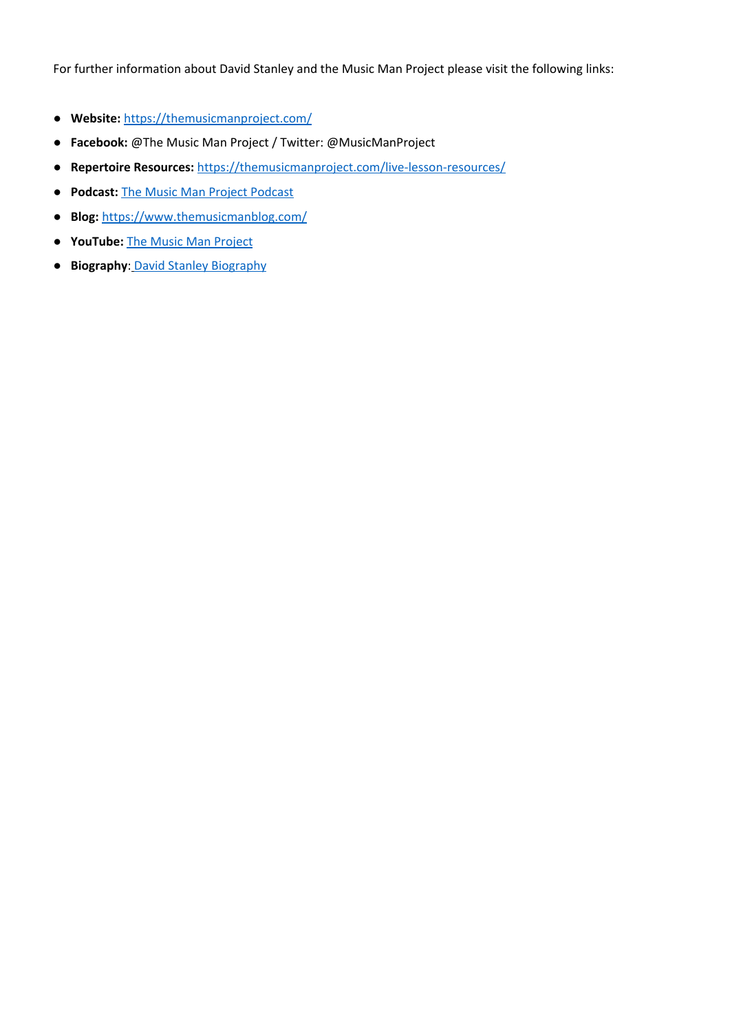For further information about David Stanley and the Music Man Project please visit the following links:

- **Website:** https://themusicmanproject.com/
- **Facebook:** @The Music Man Project / Twitter: @MusicManProject
- **Repertoire Resources:** https://themusicmanproject.com/live-lesson-resources/
- **Podcast:** The Music Man Project Podcast
- **Blog:** https://www.themusicmanblog.com/
- **YouTube:** The Music Man Project
- **Biography**: David Stanley Biography